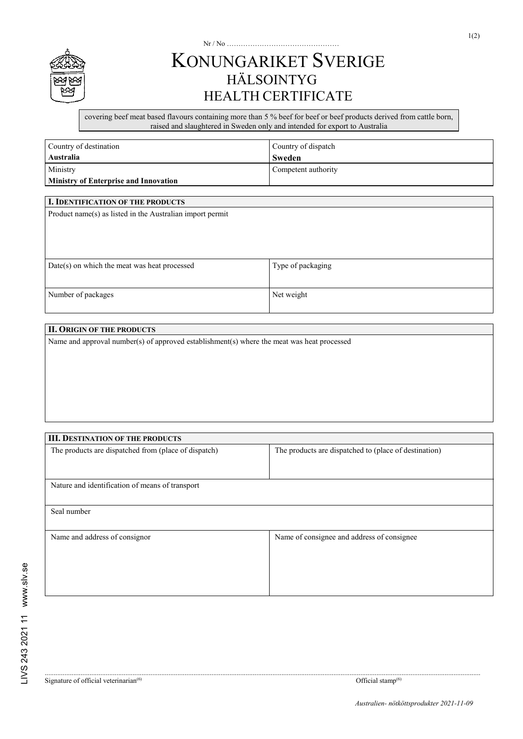Nr / No …………………………………………

# KONUNGARIKET SVERIGE
## HÄLSOINTYG
## HEALTH CERTIFICATE

covering beef meat based flavours containing more than 5 % beef for beef or beef products derived from cattle born, raised and slaughtered in Sweden only and intended for export to Australia

| Country of destination **Australia** | Country of dispatch **Sweden** |
|---|---|
| Ministry **Ministry of Enterprise and Innovation** | Competent authority |

| **I. IDENTIFICATION OF THE PRODUCTS** | |
|---|---|
| Product name(s) as listed in the Australian import permit | |
| Date(s) on which the meat was heat processed | Type of packaging |
| Number of packages | Net weight |

| **II. ORIGIN OF THE PRODUCTS** |
|---|
| Name and approval number(s) of approved establishment(s) where the meat was heat processed |

| **III. DESTINATION OF THE PRODUCTS** | |
|---|---|
| The products are dispatched from (place of dispatch) | The products are dispatched to (place of destination) |
| Nature and identification of means of transport | |
| Seal number | |
| Name and address of consignor | Name of consignee and address of consignee |

……………………………………………………………………………………………………………………

Signature of official veterinarian[(6)] Official stamp[(6)]

LIVS 243 2021 11 www.slv.se

*Australien- nötköttsprodukter 2021-11-09*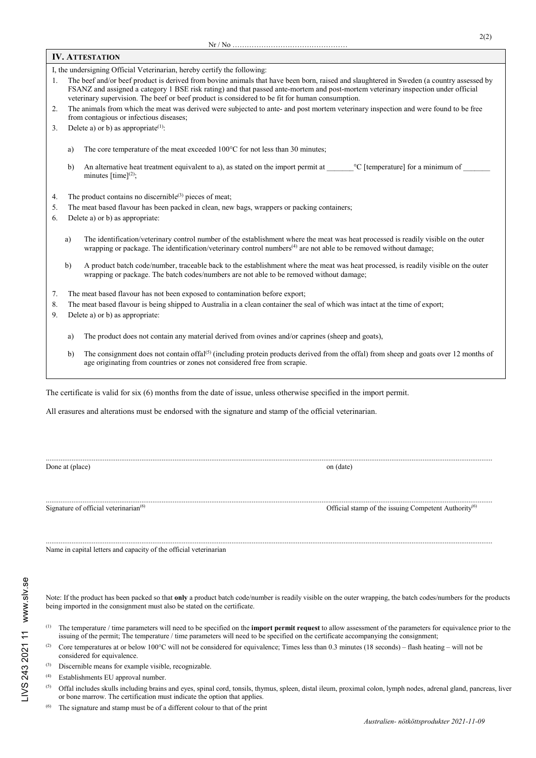Nr / No …………………………………………

## IV. Attestation

I, the undersigning Official Veterinarian, hereby certify the following:

1. The beef and/or beef product is derived from bovine animals that have been born, raised and slaughtered in Sweden (a country assessed by FSANZ and assigned a category 1 BSE risk rating) and that passed ante-mortem and post-mortem veterinary inspection under official veterinary supervision. The beef or beef product is considered to be fit for human consumption.
2. The animals from which the meat was derived were subjected to ante- and post mortem veterinary inspection and were found to be free from contagious or infectious diseases;
3. Delete a) or b) as appropriate[(1)]:

   a) The core temperature of the meat exceeded 100°C for not less than 30 minutes;

   b) An alternative heat treatment equivalent to a), as stated on the import permit at _______°C [temperature] for a minimum of _______ minutes [time][(2)];

4. The product contains no discernible[(3)] pieces of meat;
5. The meat based flavour has been packed in clean, new bags, wrappers or packing containers;
6. Delete a) or b) as appropriate:

   a) The identification/veterinary control number of the establishment where the meat was heat processed is readily visible on the outer wrapping or package. The identification/veterinary control numbers[(4)] are not able to be removed without damage;

   b) A product batch code/number, traceable back to the establishment where the meat was heat processed, is readily visible on the outer wrapping or package. The batch codes/numbers are not able to be removed without damage;

7. The meat based flavour has not been exposed to contamination before export;
8. The meat based flavour is being shipped to Australia in a clean container the seal of which was intact at the time of export;
9. Delete a) or b) as appropriate:

   a) The product does not contain any material derived from ovines and/or caprines (sheep and goats),

   b) The consignment does not contain offal[(5)] (including protein products derived from the offal) from sheep and goats over 12 months of age originating from countries or zones not considered free from scrapie.

The certificate is valid for six (6) months from the date of issue, unless otherwise specified in the import permit.

All erasures and alterations must be endorsed with the signature and stamp of the official veterinarian.

.....................................................................................................................................................

Done at (place) on (date)

.....................................................................................................................................................

Signature of official veterinarian[(6)] Official stamp of the issuing Competent Authority[(6)]

.....................................................................................................................................................

Name in capital letters and capacity of the official veterinarian

Note: If the product has been packed so that **only** a product batch code/number is readily visible on the outer wrapping, the batch codes/numbers for the products being imported in the consignment must also be stated on the certificate.

(1) The temperature / time parameters will need to be specified on the **import permit request** to allow assessment of the parameters for equivalence prior to the issuing of the permit; The temperature / time parameters will need to be specified on the certificate accompanying the consignment;

(2) Core temperatures at or below 100°C will not be considered for equivalence; Times less than 0.3 minutes (18 seconds) – flash heating – will not be considered for equivalence.

(3) Discernible means for example visible, recognizable.

(4) Establishments EU approval number.

(5) Offal includes skulls including brains and eyes, spinal cord, tonsils, thymus, spleen, distal ileum, proximal colon, lymph nodes, adrenal gland, pancreas, liver or bone marrow. The certification must indicate the option that applies.

(6) The signature and stamp must be of a different colour to that of the print

LIVS 243 2021 11 www.slv.se

*Australien- nötköttsprodukter 2021-11-09*